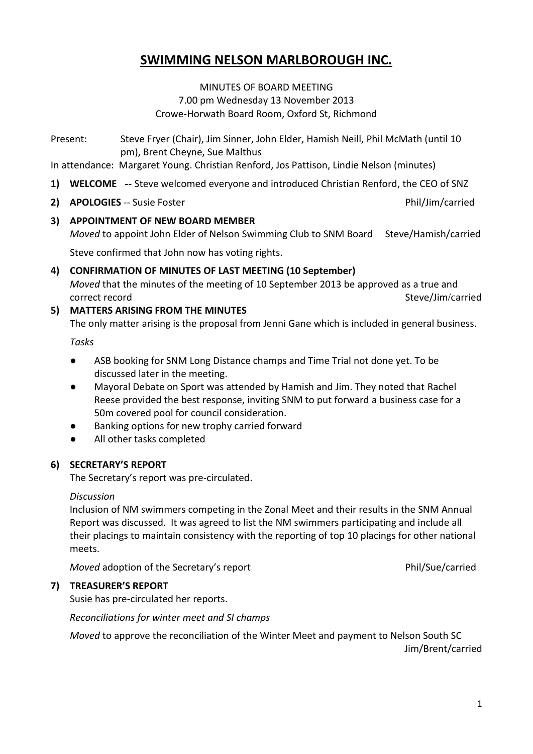# SWIMMING NELSON MARLBOROUGH INC.

MINUTES OF BOARD MEETING
7.00 pm Wednesday 13 November 2013
Crowe-Horwath Board Room, Oxford St, Richmond

Present: Steve Fryer (Chair), Jim Sinner, John Elder, Hamish Neill, Phil McMath (until 10 pm), Brent Cheyne, Sue Malthus

In attendance: Margaret Young. Christian Renford, Jos Pattison, Lindie Nelson (minutes)

1) **WELCOME --** Steve welcomed everyone and introduced Christian Renford, the CEO of SNZ

2) **APOLOGIES** -- Susie Foster Phil/Jim/carried

3) **APPOINTMENT OF NEW BOARD MEMBER**

   *Moved* to appoint John Elder of Nelson Swimming Club to SNM Board Steve/Hamish/carried

   Steve confirmed that John now has voting rights.

4) **CONFIRMATION OF MINUTES OF LAST MEETING (10 September)**

   *Moved* that the minutes of the meeting of 10 September 2013 be approved as a true and correct record Steve/Jim/carried

5) **MATTERS ARISING FROM THE MINUTES**

   The only matter arising is the proposal from Jenni Gane which is included in general business.

   *Tasks*

   - ASB booking for SNM Long Distance champs and Time Trial not done yet. To be discussed later in the meeting.
   - Mayoral Debate on Sport was attended by Hamish and Jim. They noted that Rachel Reese provided the best response, inviting SNM to put forward a business case for a 50m covered pool for council consideration.
   - Banking options for new trophy carried forward
   - All other tasks completed

6) **SECRETARY'S REPORT**

   The Secretary's report was pre-circulated.

   *Discussion*

   Inclusion of NM swimmers competing in the Zonal Meet and their results in the SNM Annual Report was discussed. It was agreed to list the NM swimmers participating and include all their placings to maintain consistency with the reporting of top 10 placings for other national meets.

   *Moved* adoption of the Secretary's report Phil/Sue/carried

7) **TREASURER'S REPORT**

   Susie has pre-circulated her reports.

   *Reconciliations for winter meet and SI champs*

   *Moved* to approve the reconciliation of the Winter Meet and payment to Nelson South SC Jim/Brent/carried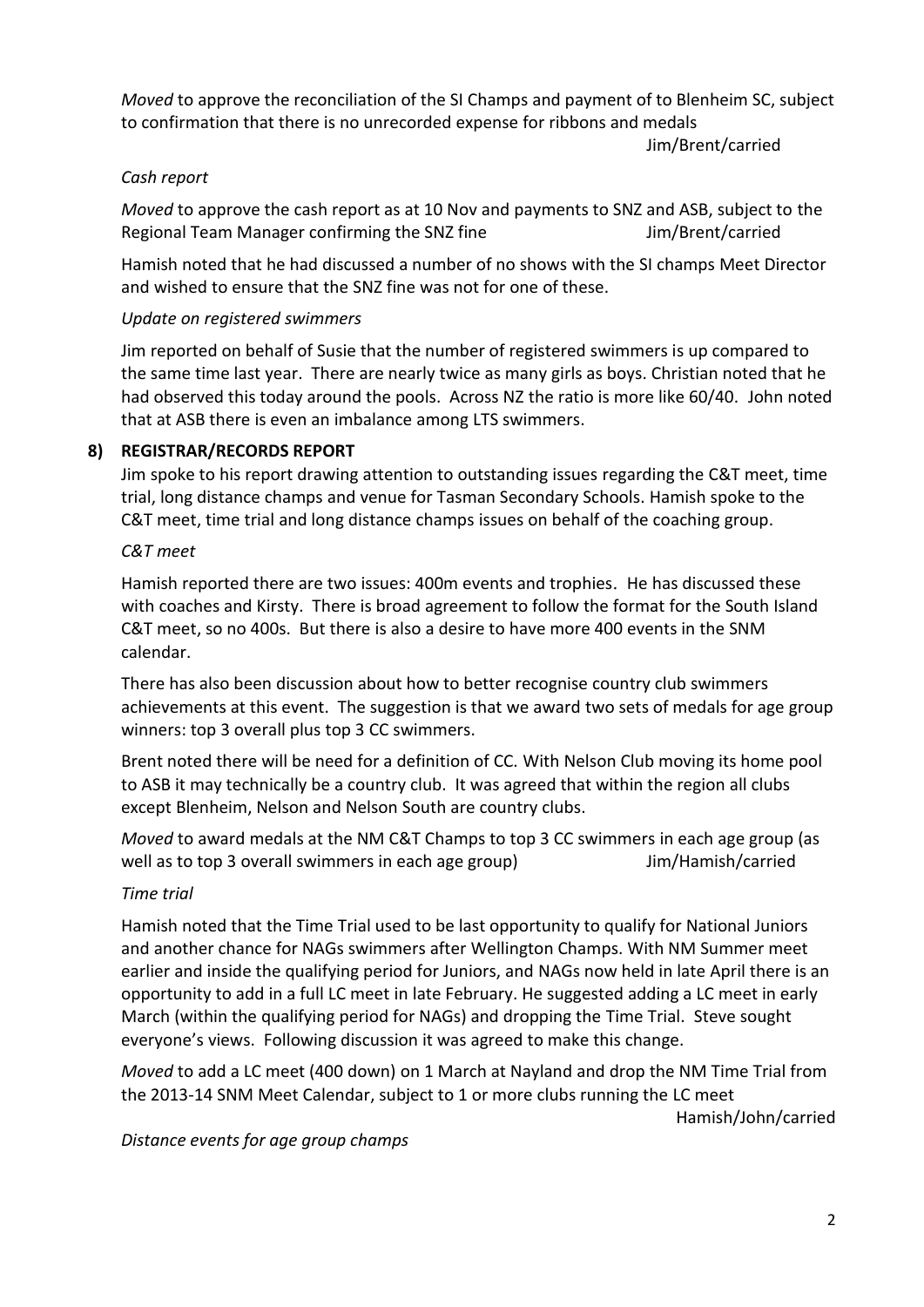*Moved* to approve the reconciliation of the SI Champs and payment of to Blenheim SC, subject to confirmation that there is no unrecorded expense for ribbons and medals

Jim/Brent/carried

*Cash report*

*Moved* to approve the cash report as at 10 Nov and payments to SNZ and ASB, subject to the Regional Team Manager confirming the SNZ fine Jim/Brent/carried

Hamish noted that he had discussed a number of no shows with the SI champs Meet Director and wished to ensure that the SNZ fine was not for one of these.

*Update on registered swimmers*

Jim reported on behalf of Susie that the number of registered swimmers is up compared to the same time last year. There are nearly twice as many girls as boys. Christian noted that he had observed this today around the pools. Across NZ the ratio is more like 60/40. John noted that at ASB there is even an imbalance among LTS swimmers.

**8) REGISTRAR/RECORDS REPORT**

Jim spoke to his report drawing attention to outstanding issues regarding the C&T meet, time trial, long distance champs and venue for Tasman Secondary Schools. Hamish spoke to the C&T meet, time trial and long distance champs issues on behalf of the coaching group.

*C&T meet*

Hamish reported there are two issues: 400m events and trophies. He has discussed these with coaches and Kirsty. There is broad agreement to follow the format for the South Island C&T meet, so no 400s. But there is also a desire to have more 400 events in the SNM calendar.

There has also been discussion about how to better recognise country club swimmers achievements at this event. The suggestion is that we award two sets of medals for age group winners: top 3 overall plus top 3 CC swimmers.

Brent noted there will be need for a definition of CC. With Nelson Club moving its home pool to ASB it may technically be a country club. It was agreed that within the region all clubs except Blenheim, Nelson and Nelson South are country clubs.

*Moved* to award medals at the NM C&T Champs to top 3 CC swimmers in each age group (as well as to top 3 overall swimmers in each age group) Jim/Hamish/carried

*Time trial*

Hamish noted that the Time Trial used to be last opportunity to qualify for National Juniors and another chance for NAGs swimmers after Wellington Champs. With NM Summer meet earlier and inside the qualifying period for Juniors, and NAGs now held in late April there is an opportunity to add in a full LC meet in late February. He suggested adding a LC meet in early March (within the qualifying period for NAGs) and dropping the Time Trial. Steve sought everyone's views. Following discussion it was agreed to make this change.

*Moved* to add a LC meet (400 down) on 1 March at Nayland and drop the NM Time Trial from the 2013-14 SNM Meet Calendar, subject to 1 or more clubs running the LC meet

Hamish/John/carried

*Distance events for age group champs*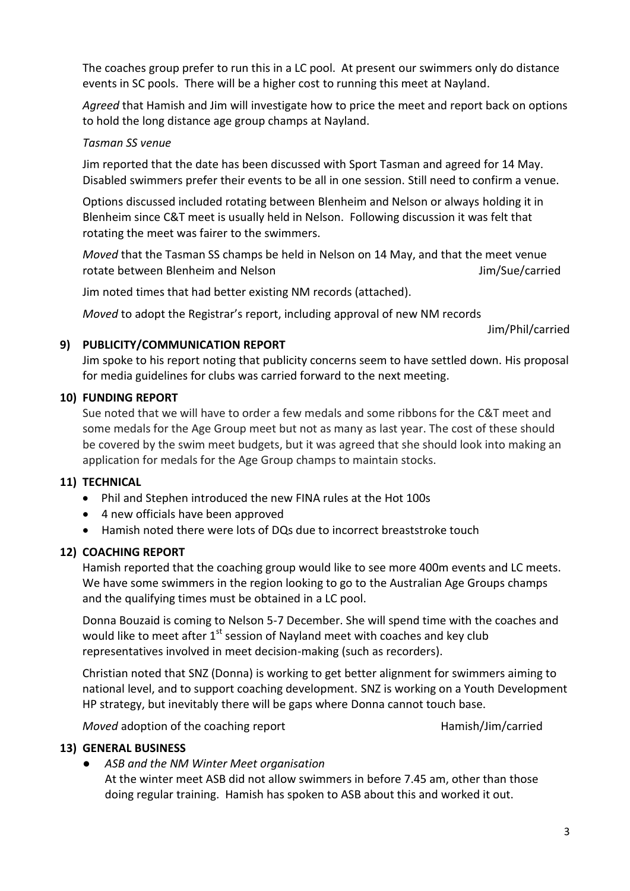The coaches group prefer to run this in a LC pool. At present our swimmers only do distance events in SC pools. There will be a higher cost to running this meet at Nayland.

*Agreed* that Hamish and Jim will investigate how to price the meet and report back on options to hold the long distance age group champs at Nayland.

*Tasman SS venue*

Jim reported that the date has been discussed with Sport Tasman and agreed for 14 May. Disabled swimmers prefer their events to be all in one session. Still need to confirm a venue.

Options discussed included rotating between Blenheim and Nelson or always holding it in Blenheim since C&T meet is usually held in Nelson. Following discussion it was felt that rotating the meet was fairer to the swimmers.

*Moved* that the Tasman SS champs be held in Nelson on 14 May, and that the meet venue rotate between Blenheim and Nelson — Jim/Sue/carried

Jim noted times that had better existing NM records (attached).

*Moved* to adopt the Registrar's report, including approval of new NM records — Jim/Phil/carried

## 9) PUBLICITY/COMMUNICATION REPORT

Jim spoke to his report noting that publicity concerns seem to have settled down. His proposal for media guidelines for clubs was carried forward to the next meeting.

## 10) FUNDING REPORT

Sue noted that we will have to order a few medals and some ribbons for the C&T meet and some medals for the Age Group meet but not as many as last year. The cost of these should be covered by the swim meet budgets, but it was agreed that she should look into making an application for medals for the Age Group champs to maintain stocks.

## 11) TECHNICAL

- Phil and Stephen introduced the new FINA rules at the Hot 100s
- 4 new officials have been approved
- Hamish noted there were lots of DQs due to incorrect breaststroke touch

## 12) COACHING REPORT

Hamish reported that the coaching group would like to see more 400m events and LC meets. We have some swimmers in the region looking to go to the Australian Age Groups champs and the qualifying times must be obtained in a LC pool.

Donna Bouzaid is coming to Nelson 5-7 December. She will spend time with the coaches and would like to meet after 1st session of Nayland meet with coaches and key club representatives involved in meet decision-making (such as recorders).

Christian noted that SNZ (Donna) is working to get better alignment for swimmers aiming to national level, and to support coaching development. SNZ is working on a Youth Development HP strategy, but inevitably there will be gaps where Donna cannot touch base.

*Moved* adoption of the coaching report — Hamish/Jim/carried

## 13) GENERAL BUSINESS

- *ASB and the NM Winter Meet organisation*
  At the winter meet ASB did not allow swimmers in before 7.45 am, other than those doing regular training. Hamish has spoken to ASB about this and worked it out.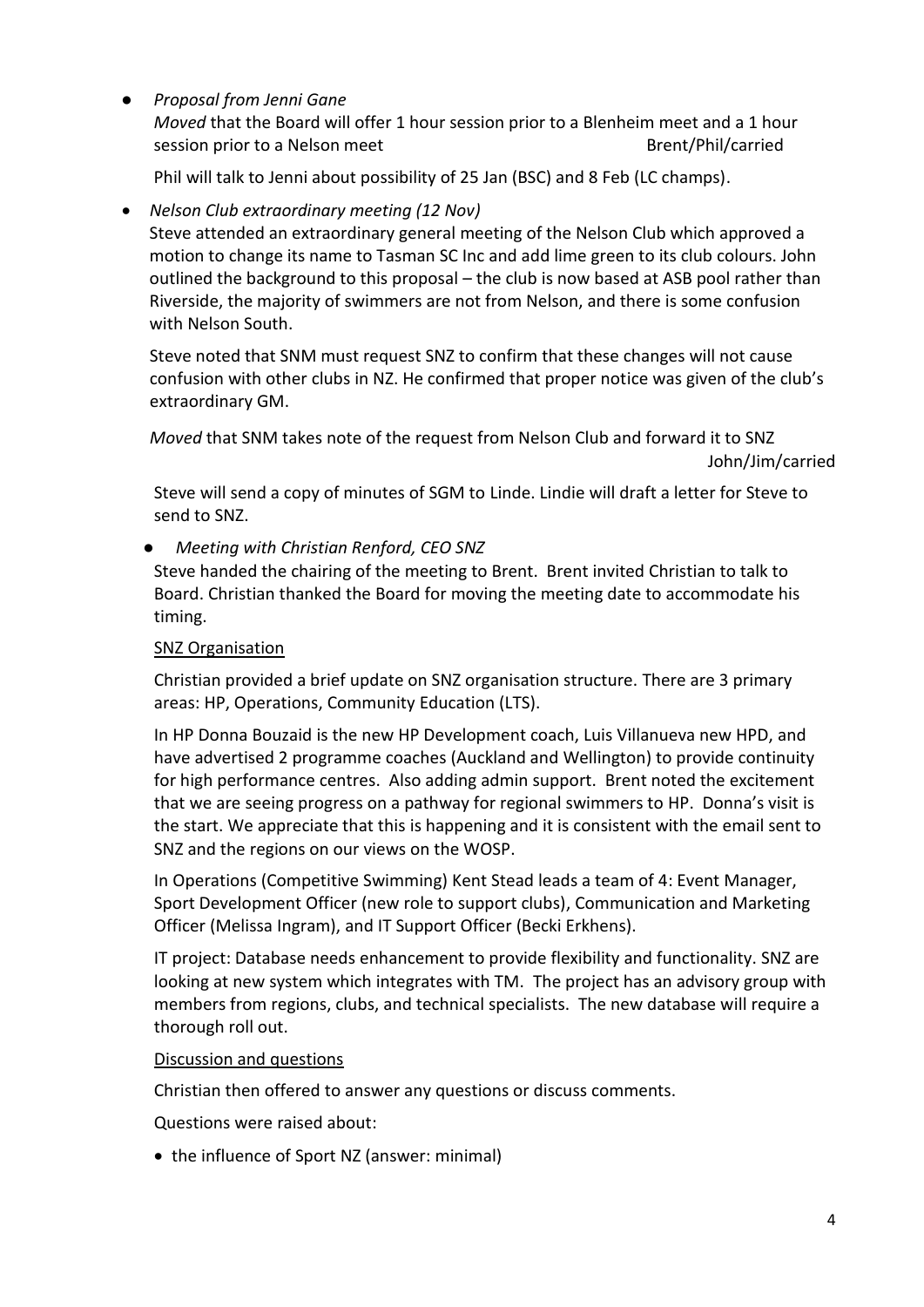- *Proposal from Jenni Gane*

  *Moved* that the Board will offer 1 hour session prior to a Blenheim meet and a 1 hour session prior to a Nelson meet Brent/Phil/carried

  Phil will talk to Jenni about possibility of 25 Jan (BSC) and 8 Feb (LC champs).

- *Nelson Club extraordinary meeting (12 Nov)*

  Steve attended an extraordinary general meeting of the Nelson Club which approved a motion to change its name to Tasman SC Inc and add lime green to its club colours. John outlined the background to this proposal – the club is now based at ASB pool rather than Riverside, the majority of swimmers are not from Nelson, and there is some confusion with Nelson South.

  Steve noted that SNM must request SNZ to confirm that these changes will not cause confusion with other clubs in NZ. He confirmed that proper notice was given of the club's extraordinary GM.

  *Moved* that SNM takes note of the request from Nelson Club and forward it to SNZ John/Jim/carried

  Steve will send a copy of minutes of SGM to Linde. Lindie will draft a letter for Steve to send to SNZ.

- *Meeting with Christian Renford, CEO SNZ*

  Steve handed the chairing of the meeting to Brent. Brent invited Christian to talk to Board. Christian thanked the Board for moving the meeting date to accommodate his timing.

  SNZ Organisation

  Christian provided a brief update on SNZ organisation structure. There are 3 primary areas: HP, Operations, Community Education (LTS).

  In HP Donna Bouzaid is the new HP Development coach, Luis Villanueva new HPD, and have advertised 2 programme coaches (Auckland and Wellington) to provide continuity for high performance centres. Also adding admin support. Brent noted the excitement that we are seeing progress on a pathway for regional swimmers to HP. Donna's visit is the start. We appreciate that this is happening and it is consistent with the email sent to SNZ and the regions on our views on the WOSP.

  In Operations (Competitive Swimming) Kent Stead leads a team of 4: Event Manager, Sport Development Officer (new role to support clubs), Communication and Marketing Officer (Melissa Ingram), and IT Support Officer (Becki Erkhens).

  IT project: Database needs enhancement to provide flexibility and functionality. SNZ are looking at new system which integrates with TM. The project has an advisory group with members from regions, clubs, and technical specialists. The new database will require a thorough roll out.

  Discussion and questions

  Christian then offered to answer any questions or discuss comments.

  Questions were raised about:

  - the influence of Sport NZ (answer: minimal)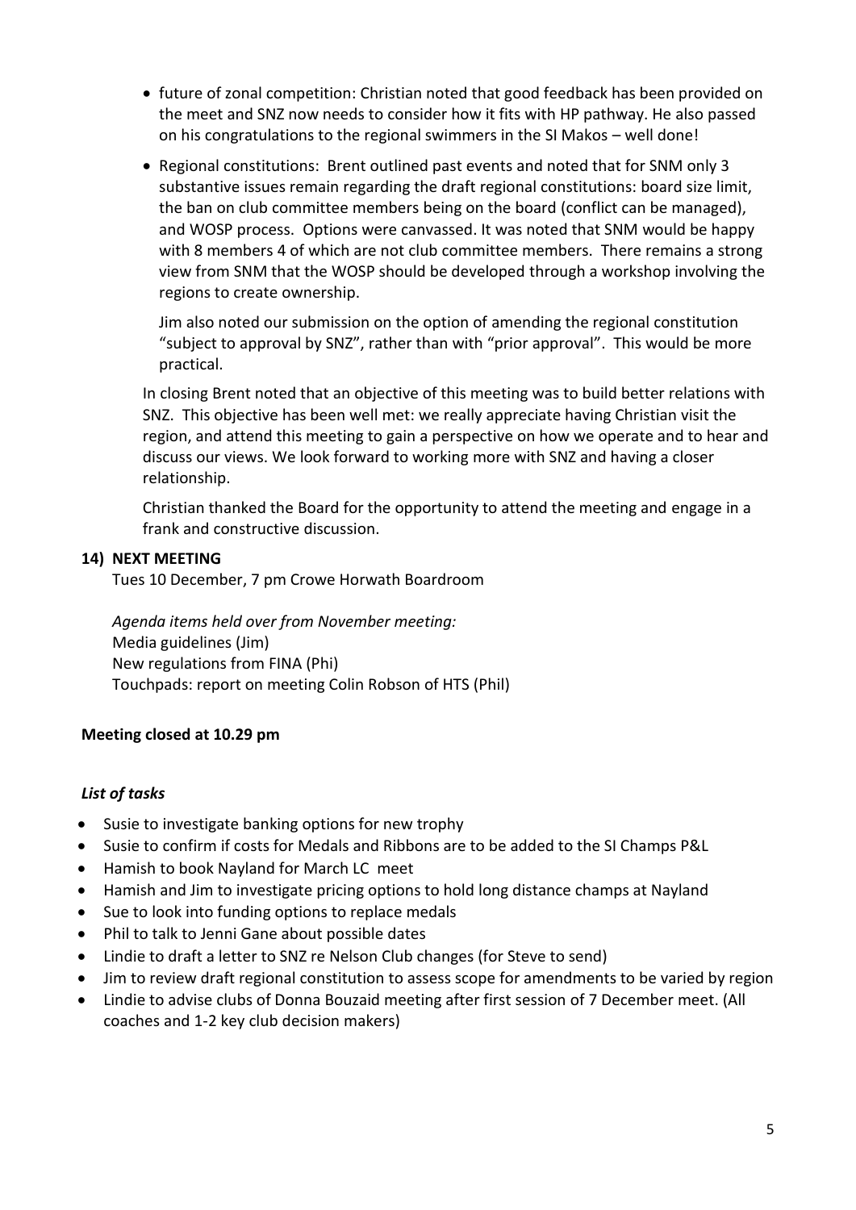- future of zonal competition: Christian noted that good feedback has been provided on the meet and SNZ now needs to consider how it fits with HP pathway. He also passed on his congratulations to the regional swimmers in the SI Makos – well done!
- Regional constitutions: Brent outlined past events and noted that for SNM only 3 substantive issues remain regarding the draft regional constitutions: board size limit, the ban on club committee members being on the board (conflict can be managed), and WOSP process. Options were canvassed. It was noted that SNM would be happy with 8 members 4 of which are not club committee members. There remains a strong view from SNM that the WOSP should be developed through a workshop involving the regions to create ownership.

  Jim also noted our submission on the option of amending the regional constitution "subject to approval by SNZ", rather than with "prior approval". This would be more practical.

In closing Brent noted that an objective of this meeting was to build better relations with SNZ. This objective has been well met: we really appreciate having Christian visit the region, and attend this meeting to gain a perspective on how we operate and to hear and discuss our views. We look forward to working more with SNZ and having a closer relationship.

Christian thanked the Board for the opportunity to attend the meeting and engage in a frank and constructive discussion.

**14) NEXT MEETING**

Tues 10 December, 7 pm Crowe Horwath Boardroom

*Agenda items held over from November meeting:*
Media guidelines (Jim)
New regulations from FINA (Phi)
Touchpads: report on meeting Colin Robson of HTS (Phil)

**Meeting closed at 10.29 pm**

***List of tasks***

- Susie to investigate banking options for new trophy
- Susie to confirm if costs for Medals and Ribbons are to be added to the SI Champs P&L
- Hamish to book Nayland for March LC meet
- Hamish and Jim to investigate pricing options to hold long distance champs at Nayland
- Sue to look into funding options to replace medals
- Phil to talk to Jenni Gane about possible dates
- Lindie to draft a letter to SNZ re Nelson Club changes (for Steve to send)
- Jim to review draft regional constitution to assess scope for amendments to be varied by region
- Lindie to advise clubs of Donna Bouzaid meeting after first session of 7 December meet. (All coaches and 1-2 key club decision makers)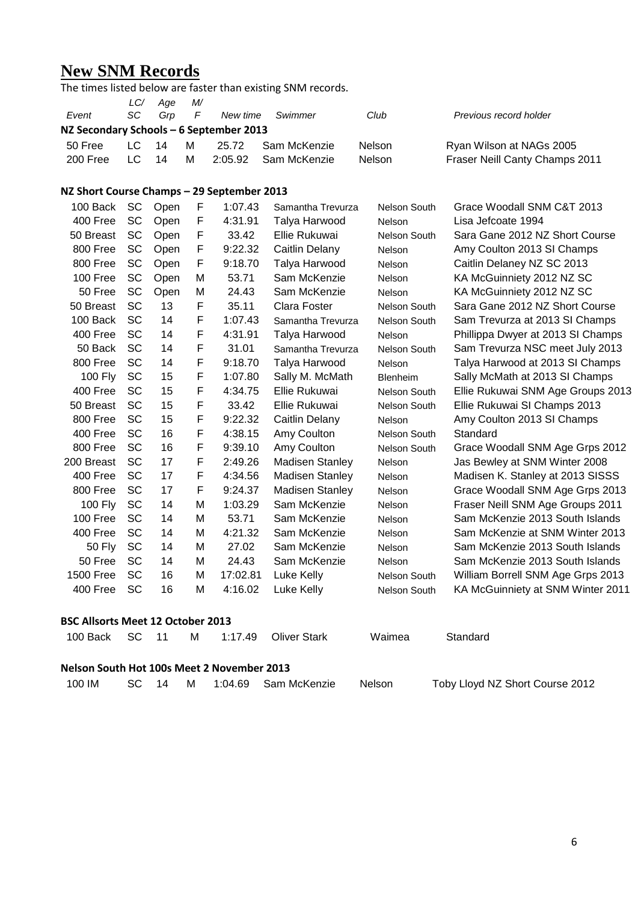# New SNM Records

The times listed below are faster than existing SNM records.

| Event | LC/ SC | Age Grp | M/ F | New time | Swimmer | Club | Previous record holder |
|---|---|---|---|---|---|---|---|
| **NZ Secondary Schools – 6 September 2013** | | | | | | | |
| 50 Free | LC | 14 | M | 25.72 | Sam McKenzie | Nelson | Ryan Wilson at NAGs 2005 |
| 200 Free | LC | 14 | M | 2:05.92 | Sam McKenzie | Nelson | Fraser Neill Canty Champs 2011 |
| **NZ Short Course Champs – 29 September 2013** | | | | | | | |
| 100 Back | SC | Open | F | 1:07.43 | Samantha Trevurza | Nelson South | Grace Woodall SNM C&T 2013 |
| 400 Free | SC | Open | F | 4:31.91 | Talya Harwood | Nelson | Lisa Jefcoate 1994 |
| 50 Breast | SC | Open | F | 33.42 | Ellie Rukuwai | Nelson South | Sara Gane 2012 NZ Short Course |
| 800 Free | SC | Open | F | 9:22.32 | Caitlin Delany | Nelson | Amy Coulton 2013 SI Champs |
| 800 Free | SC | Open | F | 9:18.70 | Talya Harwood | Nelson | Caitlin Delaney NZ SC 2013 |
| 100 Free | SC | Open | M | 53.71 | Sam McKenzie | Nelson | KA McGuinniety 2012 NZ SC |
| 50 Free | SC | Open | M | 24.43 | Sam McKenzie | Nelson | KA McGuinniety 2012 NZ SC |
| 50 Breast | SC | 13 | F | 35.11 | Clara Foster | Nelson South | Sara Gane 2012 NZ Short Course |
| 100 Back | SC | 14 | F | 1:07.43 | Samantha Trevurza | Nelson South | Sam Trevurza at 2013 SI Champs |
| 400 Free | SC | 14 | F | 4:31.91 | Talya Harwood | Nelson | Phillippa Dwyer at 2013 SI Champs |
| 50 Back | SC | 14 | F | 31.01 | Samantha Trevurza | Nelson South | Sam Trevurza NSC meet July 2013 |
| 800 Free | SC | 14 | F | 9:18.70 | Talya Harwood | Nelson | Talya Harwood at 2013 SI Champs |
| 100 Fly | SC | 15 | F | 1:07.80 | Sally M. McMath | Blenheim | Sally McMath at 2013 SI Champs |
| 400 Free | SC | 15 | F | 4:34.75 | Ellie Rukuwai | Nelson South | Ellie Rukuwai SNM Age Groups 2013 |
| 50 Breast | SC | 15 | F | 33.42 | Ellie Rukuwai | Nelson South | Ellie Rukuwai SI Champs 2013 |
| 800 Free | SC | 15 | F | 9:22.32 | Caitlin Delany | Nelson | Amy Coulton 2013 SI Champs |
| 400 Free | SC | 16 | F | 4:38.15 | Amy Coulton | Nelson South | Standard |
| 800 Free | SC | 16 | F | 9:39.10 | Amy Coulton | Nelson South | Grace Woodall SNM Age Grps 2012 |
| 200 Breast | SC | 17 | F | 2:49.26 | Madisen Stanley | Nelson | Jas Bewley at SNM Winter 2008 |
| 400 Free | SC | 17 | F | 4:34.56 | Madisen Stanley | Nelson | Madisen K. Stanley at 2013 SISSS |
| 800 Free | SC | 17 | F | 9:24.37 | Madisen Stanley | Nelson | Grace Woodall SNM Age Grps 2013 |
| 100 Fly | SC | 14 | M | 1:03.29 | Sam McKenzie | Nelson | Fraser Neill SNM Age Groups 2011 |
| 100 Free | SC | 14 | M | 53.71 | Sam McKenzie | Nelson | Sam McKenzie 2013 South Islands |
| 400 Free | SC | 14 | M | 4:21.32 | Sam McKenzie | Nelson | Sam McKenzie at SNM Winter 2013 |
| 50 Fly | SC | 14 | M | 27.02 | Sam McKenzie | Nelson | Sam McKenzie 2013 South Islands |
| 50 Free | SC | 14 | M | 24.43 | Sam McKenzie | Nelson | Sam McKenzie 2013 South Islands |
| 1500 Free | SC | 16 | M | 17:02.81 | Luke Kelly | Nelson South | William Borrell SNM Age Grps 2013 |
| 400 Free | SC | 16 | M | 4:16.02 | Luke Kelly | Nelson South | KA McGuinniety at SNM Winter 2011 |
| **BSC Allsorts Meet 12 October 2013** | | | | | | | |
| 100 Back | SC | 11 | M | 1:17.49 | Oliver Stark | Waimea | Standard |
| **Nelson South Hot 100s Meet 2 November 2013** | | | | | | | |
| 100 IM | SC | 14 | M | 1:04.69 | Sam McKenzie | Nelson | Toby Lloyd NZ Short Course 2012 |